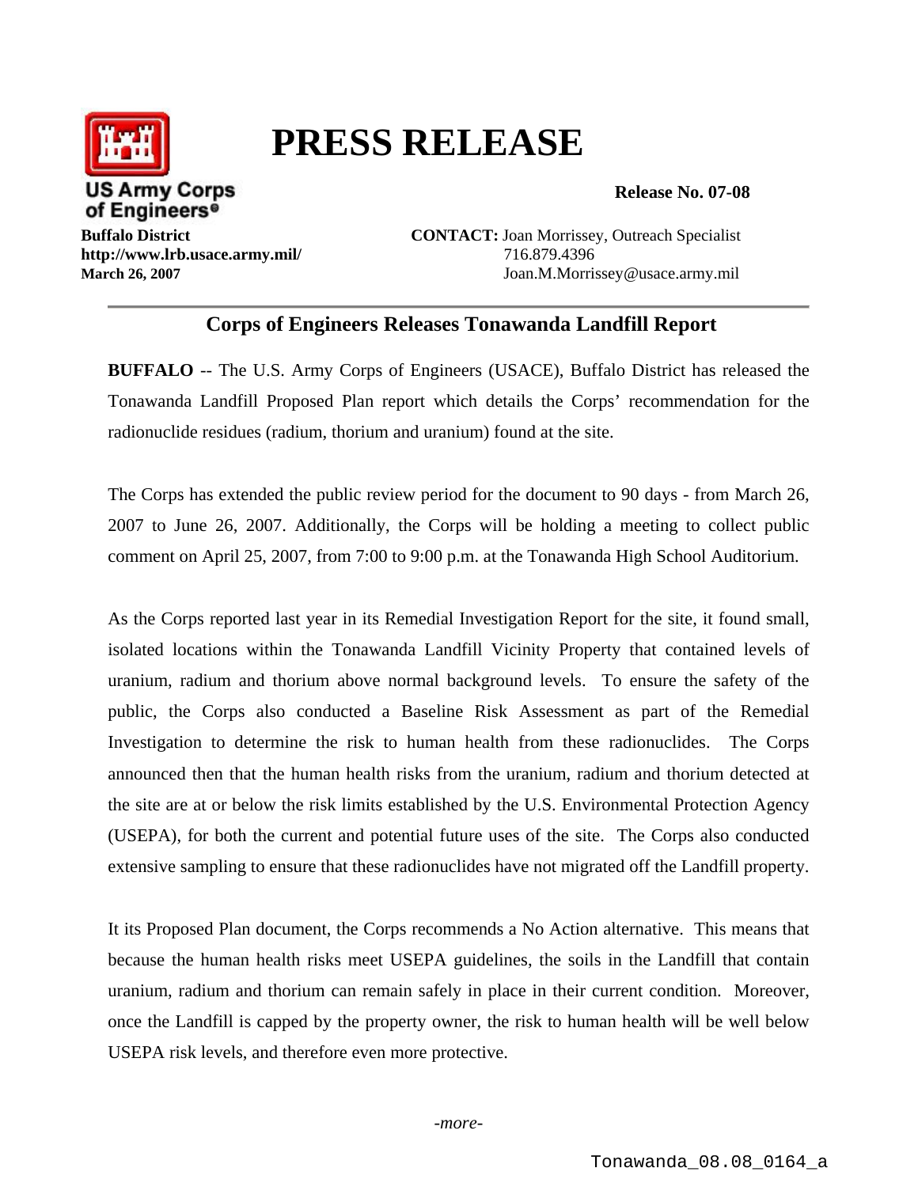# PRESS RELEASE

US Army Corps of Engineers

**Release No. 07-08**

**Buffalo District**
**http://www.lrb.usace.army.mil/**
**March 26, 2007**

**CONTACT:** Joan Morrissey, Outreach Specialist
716.879.4396
Joan.M.Morrissey@usace.army.mil

---

## Corps of Engineers Releases Tonawanda Landfill Report

**BUFFALO** -- The U.S. Army Corps of Engineers (USACE), Buffalo District has released the Tonawanda Landfill Proposed Plan report which details the Corps' recommendation for the radionuclide residues (radium, thorium and uranium) found at the site.

The Corps has extended the public review period for the document to 90 days - from March 26, 2007 to June 26, 2007. Additionally, the Corps will be holding a meeting to collect public comment on April 25, 2007, from 7:00 to 9:00 p.m. at the Tonawanda High School Auditorium.

As the Corps reported last year in its Remedial Investigation Report for the site, it found small, isolated locations within the Tonawanda Landfill Vicinity Property that contained levels of uranium, radium and thorium above normal background levels. To ensure the safety of the public, the Corps also conducted a Baseline Risk Assessment as part of the Remedial Investigation to determine the risk to human health from these radionuclides. The Corps announced then that the human health risks from the uranium, radium and thorium detected at the site are at or below the risk limits established by the U.S. Environmental Protection Agency (USEPA), for both the current and potential future uses of the site. The Corps also conducted extensive sampling to ensure that these radionuclides have not migrated off the Landfill property.

It its Proposed Plan document, the Corps recommends a No Action alternative. This means that because the human health risks meet USEPA guidelines, the soils in the Landfill that contain uranium, radium and thorium can remain safely in place in their current condition. Moreover, once the Landfill is capped by the property owner, the risk to human health will be well below USEPA risk levels, and therefore even more protective.

*-more-*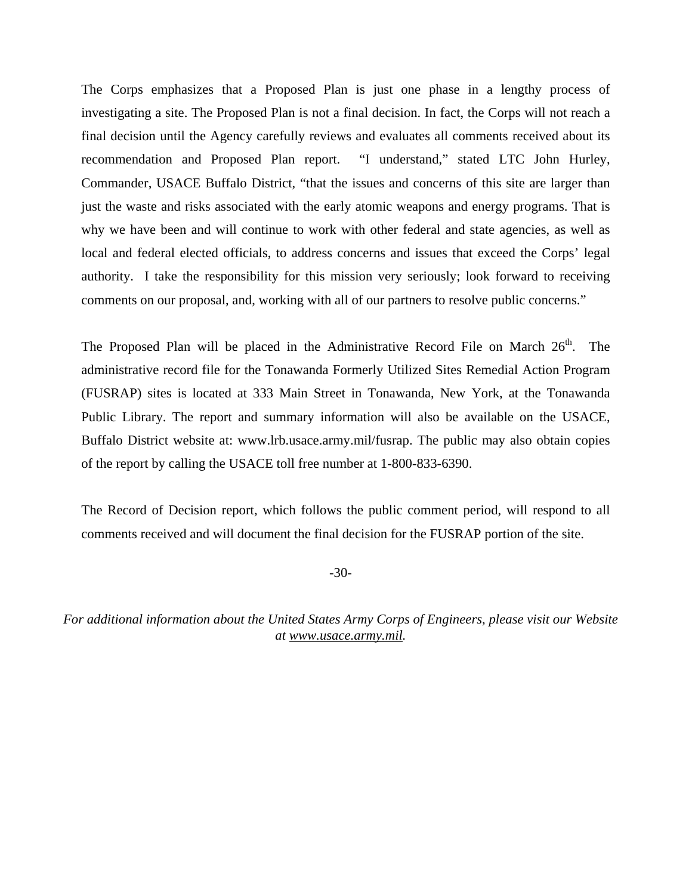The Corps emphasizes that a Proposed Plan is just one phase in a lengthy process of investigating a site. The Proposed Plan is not a final decision. In fact, the Corps will not reach a final decision until the Agency carefully reviews and evaluates all comments received about its recommendation and Proposed Plan report. "I understand," stated LTC John Hurley, Commander, USACE Buffalo District, "that the issues and concerns of this site are larger than just the waste and risks associated with the early atomic weapons and energy programs. That is why we have been and will continue to work with other federal and state agencies, as well as local and federal elected officials, to address concerns and issues that exceed the Corps' legal authority. I take the responsibility for this mission very seriously; look forward to receiving comments on our proposal, and, working with all of our partners to resolve public concerns."

The Proposed Plan will be placed in the Administrative Record File on March 26th. The administrative record file for the Tonawanda Formerly Utilized Sites Remedial Action Program (FUSRAP) sites is located at 333 Main Street in Tonawanda, New York, at the Tonawanda Public Library. The report and summary information will also be available on the USACE, Buffalo District website at: www.lrb.usace.army.mil/fusrap. The public may also obtain copies of the report by calling the USACE toll free number at 1-800-833-6390.

The Record of Decision report, which follows the public comment period, will respond to all comments received and will document the final decision for the FUSRAP portion of the site.

-30-

*For additional information about the United States Army Corps of Engineers, please visit our Website at www.usace.army.mil.*